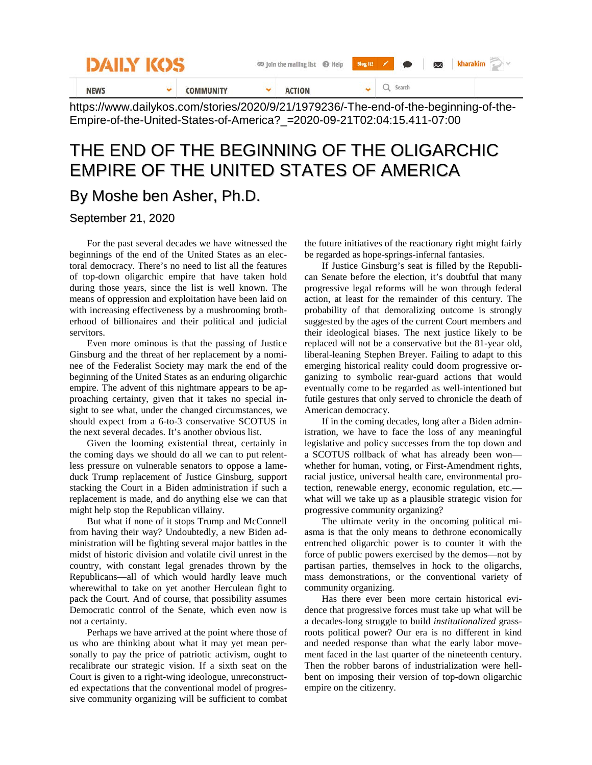https://www.dailykos.com/stories/2020/9/21/1979236/-The-end-of-the-beginning-of-the-Empire-of-the-United-States-of-America?_=2020-09-21T02:04:15.411-07:00

# THE END OF THE BEGINNING OF THE OLIGARCHIC EMPIRE OF THE UNITED STATES OF AMERICA

## By Moshe ben Asher, Ph.D.

September 21, 2020

For the past several decades we have witnessed the beginnings of the end of the United States as an electoral democracy. There's no need to list all the features of top-down oligarchic empire that have taken hold during those years, since the list is well known. The means of oppression and exploitation have been laid on with increasing effectiveness by a mushrooming brotherhood of billionaires and their political and judicial servitors.

Even more ominous is that the passing of Justice Ginsburg and the threat of her replacement by a nominee of the Federalist Society may mark the end of the beginning of the United States as an enduring oligarchic empire. The advent of this nightmare appears to be approaching certainty, given that it takes no special insight to see what, under the changed circumstances, we should expect from a 6-to-3 conservative SCOTUS in the next several decades. It's another obvious list.

Given the looming existential threat, certainly in the coming days we should do all we can to put relentless pressure on vulnerable senators to oppose a lame-duck Trump replacement of Justice Ginsburg, support stacking the Court in a Biden administration if such a replacement is made, and do anything else we can that might help stop the Republican villainy.

But what if none of it stops Trump and McConnell from having their way? Undoubtedly, a new Biden administration will be fighting several major battles in the midst of historic division and volatile civil unrest in the country, with constant legal grenades thrown by the Republicans—all of which would hardly leave much wherewithal to take on yet another Herculean fight to pack the Court. And of course, that possibility assumes Democratic control of the Senate, which even now is not a certainty.

Perhaps we have arrived at the point where those of us who are thinking about what it may yet mean personally to pay the price of patriotic activism, ought to recalibrate our strategic vision. If a sixth seat on the Court is given to a right-wing ideologue, unreconstructed expectations that the conventional model of progressive community organizing will be sufficient to combat the future initiatives of the reactionary right might fairly be regarded as hope-springs-infernal fantasies.

If Justice Ginsburg's seat is filled by the Republican Senate before the election, it's doubtful that many progressive legal reforms will be won through federal action, at least for the remainder of this century. The probability of that demoralizing outcome is strongly suggested by the ages of the current Court members and their ideological legal biases. The next justice likely to be replaced will not be a conservative but the 81-year old, liberal-leaning Stephen Breyer. Failing to adapt to this emerging historical reality could doom progressive organizing to symbolic rear-guard actions that would eventually come to be regarded as well-intentioned but futile gestures that only served to chronicle the death of American democracy.

If in the coming decades, long after a Biden administration, we have to face the loss of any meaningful legislative and policy successes from the top down and a SCOTUS rollback of what has already been won—whether for human, voting, or First-Amendment rights, racial justice, universal health care, environmental protection, renewable energy, economic regulation, etc.—what will we take up as a plausible strategic vision for progressive community organizing?

The ultimate verity in the oncoming political miasma is that the only means to dethrone economically entrenched oligarchic power is to counter it with the force of public powers exercised by the demos—not by partisan parties, themselves in hock to the oligarchs, mass demonstrations, or the conventional variety of community organizing.

Has there ever been more certain historical evidence that progressive forces must take up what will be a decades-long struggle to build *institutionalized* grassroots political power? Our era is no different in kind and needed response than what the early labor movement faced in the last quarter of the nineteenth century. Then the robber barons of industrialization were hell-bent on imposing their version of top-down oligarchic empire on the citizenry.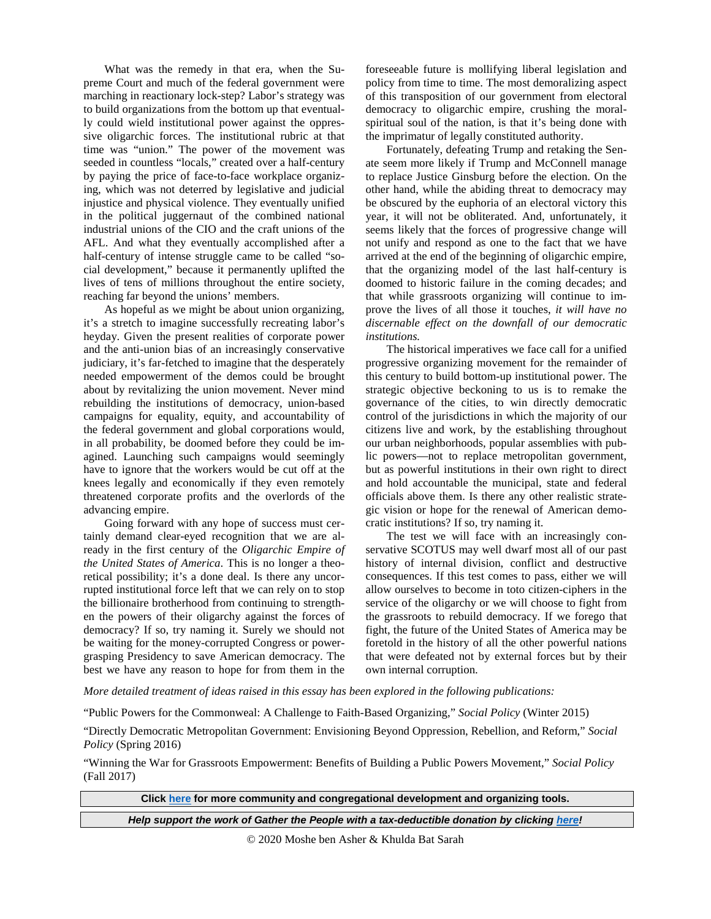What was the remedy in that era, when the Supreme Court and much of the federal government were marching in reactionary lock-step? Labor's strategy was to build organizations from the bottom up that eventually could wield institutional power against the oppressive oligarchic forces. The institutional rubric at that time was "union." The power of the movement was seeded in countless "locals," created over a half-century by paying the price of face-to-face workplace organizing, which was not deterred by legislative and judicial injustice and physical violence. They eventually unified in the political juggernaut of the combined national industrial unions of the CIO and the craft unions of the AFL. And what they eventually accomplished after a half-century of intense struggle came to be called "social development," because it permanently uplifted the lives of tens of millions throughout the entire society, reaching far beyond the unions' members.

As hopeful as we might be about union organizing, it's a stretch to imagine successfully recreating labor's heyday. Given the present realities of corporate power and the anti-union bias of an increasingly conservative judiciary, it's far-fetched to imagine that the desperately needed empowerment of the demos could be brought about by revitalizing the union movement. Never mind rebuilding the institutions of democracy, union-based campaigns for equality, equity, and accountability of the federal government and global corporations would, in all probability, be doomed before they could be imagined. Launching such campaigns would seemingly have to ignore that the workers would be cut off at the knees legally and economically if they even remotely threatened corporate profits and the overlords of the advancing empire.

Going forward with any hope of success must certainly demand clear-eyed recognition that we are already in the first century of the *Oligarchic Empire of the United States of America*. This is no longer a theoretical possibility; it's a done deal. Is there any uncorrupted institutional force left that we can rely on to stop the billionaire brotherhood from continuing to strengthen the powers of their oligarchy against the forces of democracy? If so, try naming it. Surely we should not be waiting for the money-corrupted Congress or power-grasping Presidency to save American democracy. The best we have any reason to hope for from them in the foreseeable future is mollifying liberal legislation and policy from time to time. The most demoralizing aspect of this transposition of our government from electoral democracy to oligarchic empire, crushing the moral-spiritual soul of the nation, is that it's being done with the imprimatur of legally constituted authority.

Fortunately, defeating Trump and retaking the Senate seem more likely if Trump and McConnell manage to replace Justice Ginsburg before the election. On the other hand, while the abiding threat to democracy may be obscured by the euphoria of an electoral victory this year, it will not be obliterated. And, unfortunately, it seems likely that the forces of progressive change will not unify and respond as one to the fact that we have arrived at the end of the beginning of oligarchic empire, that the organizing model of the last half-century is doomed to historic failure in the coming decades; and that while grassroots organizing will continue to improve the lives of all those it touches, *it will have no discernable effect on the downfall of our democratic institutions.*

The historical imperatives we face call for a unified progressive organizing movement for the remainder of this century to build bottom-up institutional power. The strategic objective beckoning to us is to remake the governance of the cities, to win directly democratic control of the jurisdictions in which the majority of our citizens live and work, by the establishing throughout our urban neighborhoods, popular assemblies with public powers—not to replace metropolitan government, but as powerful institutions in their own right to direct and hold accountable the municipal, state and federal officials above them. Is there any other realistic strategic vision or hope for the renewal of American democratic institutions? If so, try naming it.

The test we will face with an increasingly conservative SCOTUS may well dwarf most all of our past history of internal division, conflict and destructive consequences. If this test comes to pass, either we will allow ourselves to become in toto citizen-ciphers in the service of the oligarchy or we will choose to fight from the grassroots to rebuild democracy. If we forego that fight, the future of the United States of America may be foretold in the history of all the other powerful nations that were defeated not by external forces but by their own internal corruption.

*More detailed treatment of ideas raised in this essay has been explored in the following publications:*

"Public Powers for the Commonweal: A Challenge to Faith-Based Organizing," *Social Policy* (Winter 2015)

"Directly Democratic Metropolitan Government: Envisioning Beyond Oppression, Rebellion, and Reform," *Social Policy* (Spring 2016)

"Winning the War for Grassroots Empowerment: Benefits of Building a Public Powers Movement," *Social Policy* (Fall 2017)

**Click here for more community and congregational development and organizing tools.**

***Help support the work of Gather the People with a tax-deductible donation by clicking here!***

© 2020 Moshe ben Asher & Khulda Bat Sarah